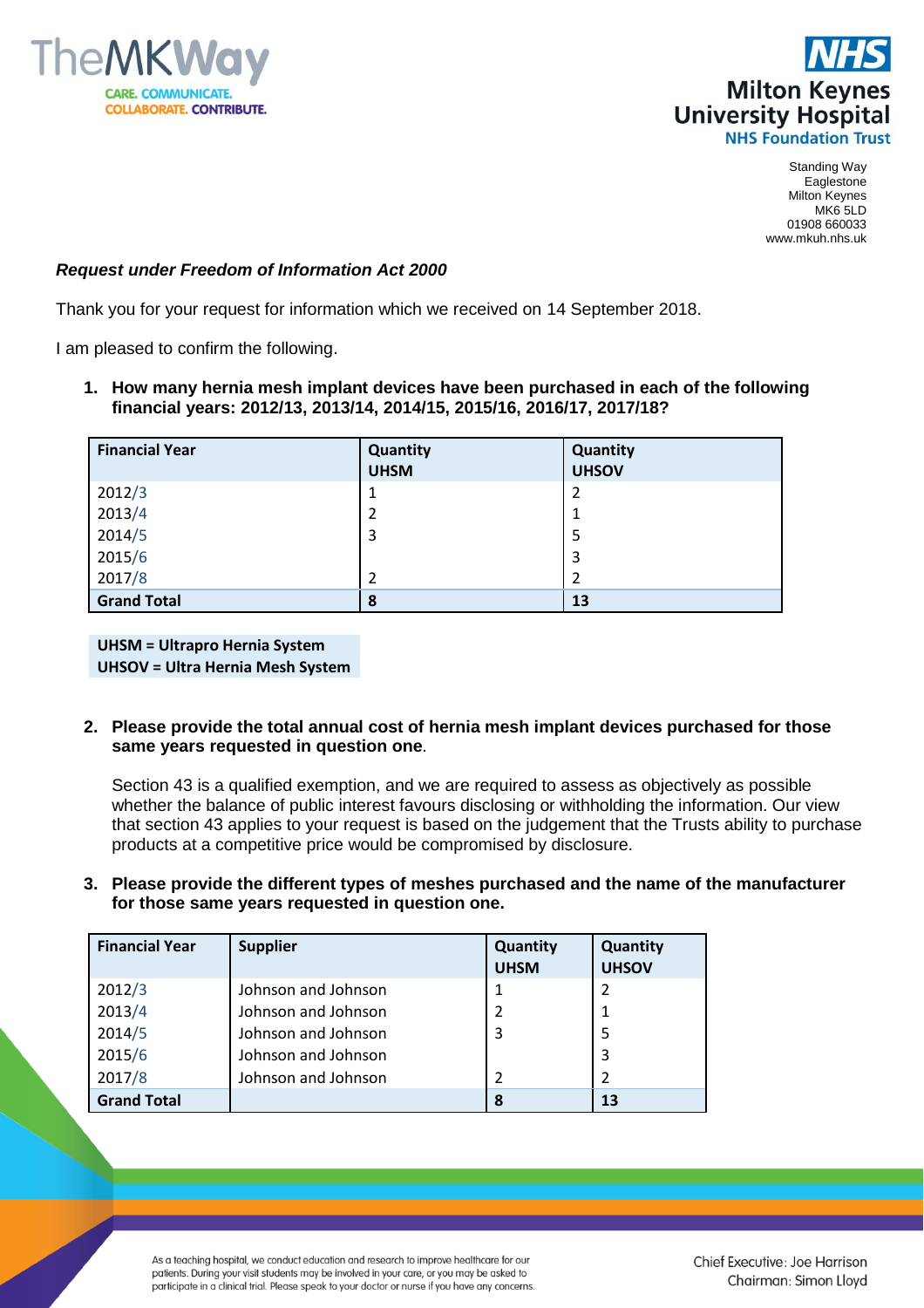Standing Way
Eaglestone
Milton Keynes
MK6 5LD
01908 660033
www.mkuh.nhs.uk

***Request under Freedom of Information Act 2000***

Thank you for your request for information which we received on 14 September 2018.

I am pleased to confirm the following.

1. **How many hernia mesh implant devices have been purchased in each of the following financial years: 2012/13, 2013/14, 2014/15, 2015/16, 2016/17, 2017/18?**

| Financial Year | Quantity UHSM | Quantity UHSOV |
|---|---|---|
| 2012/3 | 1 | 2 |
| 2013/4 | 2 | 1 |
| 2014/5 | 3 | 5 |
| 2015/6 | | 3 |
| 2017/8 | 2 | 2 |
| **Grand Total** | **8** | **13** |

**UHSM = Ultrapro Hernia System**
**UHSOV = Ultra Hernia Mesh System**

2. **Please provide the total annual cost of hernia mesh implant devices purchased for those same years requested in question one**.

   Section 43 is a qualified exemption, and we are required to assess as objectively as possible whether the balance of public interest favours disclosing or withholding the information. Our view that section 43 applies to your request is based on the judgement that the Trusts ability to purchase products at a competitive price would be compromised by disclosure.

3. **Please provide the different types of meshes purchased and the name of the manufacturer for those same years requested in question one.**

| Financial Year | Supplier | Quantity UHSM | Quantity UHSOV |
|---|---|---|---|
| 2012/3 | Johnson and Johnson | 1 | 2 |
| 2013/4 | Johnson and Johnson | 2 | 1 |
| 2014/5 | Johnson and Johnson | 3 | 5 |
| 2015/6 | Johnson and Johnson | | 3 |
| 2017/8 | Johnson and Johnson | 2 | 2 |
| **Grand Total** | | **8** | **13** |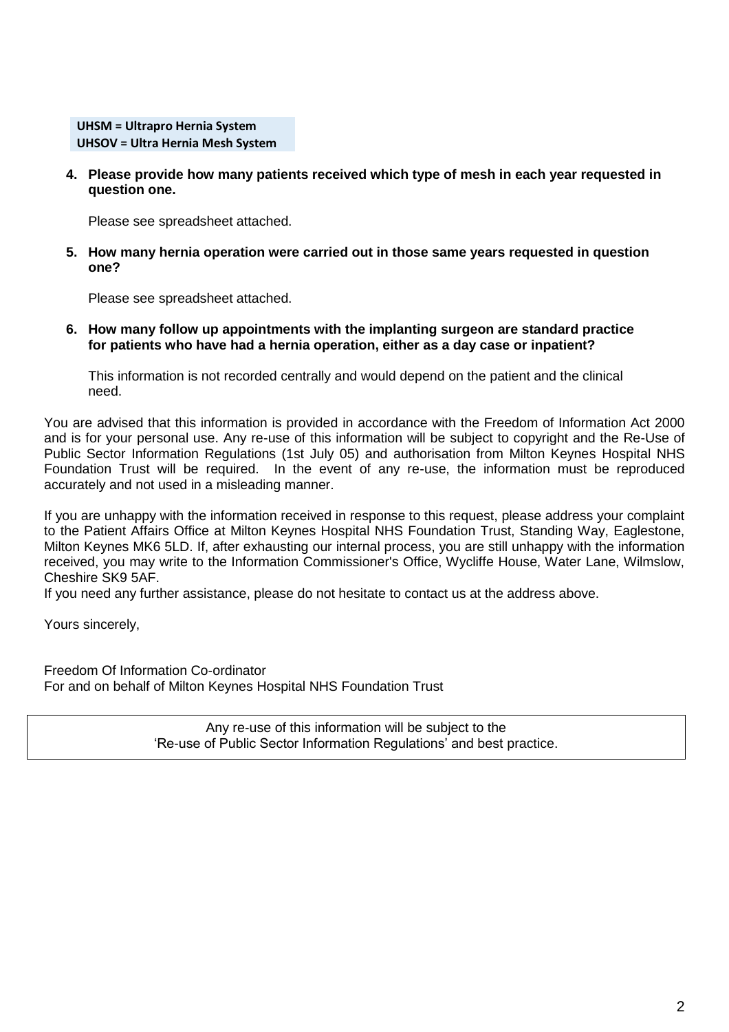**UHSM = Ultrapro Hernia System**
**UHSOV = Ultra Hernia Mesh System**

4. **Please provide how many patients received which type of mesh in each year requested in question one.**

   Please see spreadsheet attached.

5. **How many hernia operation were carried out in those same years requested in question one?**

   Please see spreadsheet attached.

6. **How many follow up appointments with the implanting surgeon are standard practice for patients who have had a hernia operation, either as a day case or inpatient?**

   This information is not recorded centrally and would depend on the patient and the clinical need.

You are advised that this information is provided in accordance with the Freedom of Information Act 2000 and is for your personal use. Any re-use of this information will be subject to copyright and the Re-Use of Public Sector Information Regulations (1st July 05) and authorisation from Milton Keynes Hospital NHS Foundation Trust will be required. In the event of any re-use, the information must be reproduced accurately and not used in a misleading manner.

If you are unhappy with the information received in response to this request, please address your complaint to the Patient Affairs Office at Milton Keynes Hospital NHS Foundation Trust, Standing Way, Eaglestone, Milton Keynes MK6 5LD. If, after exhausting our internal process, you are still unhappy with the information received, you may write to the Information Commissioner's Office, Wycliffe House, Water Lane, Wilmslow, Cheshire SK9 5AF.
If you need any further assistance, please do not hesitate to contact us at the address above.

Yours sincerely,

Freedom Of Information Co-ordinator
For and on behalf of Milton Keynes Hospital NHS Foundation Trust

Any re-use of this information will be subject to the
'Re-use of Public Sector Information Regulations' and best practice.